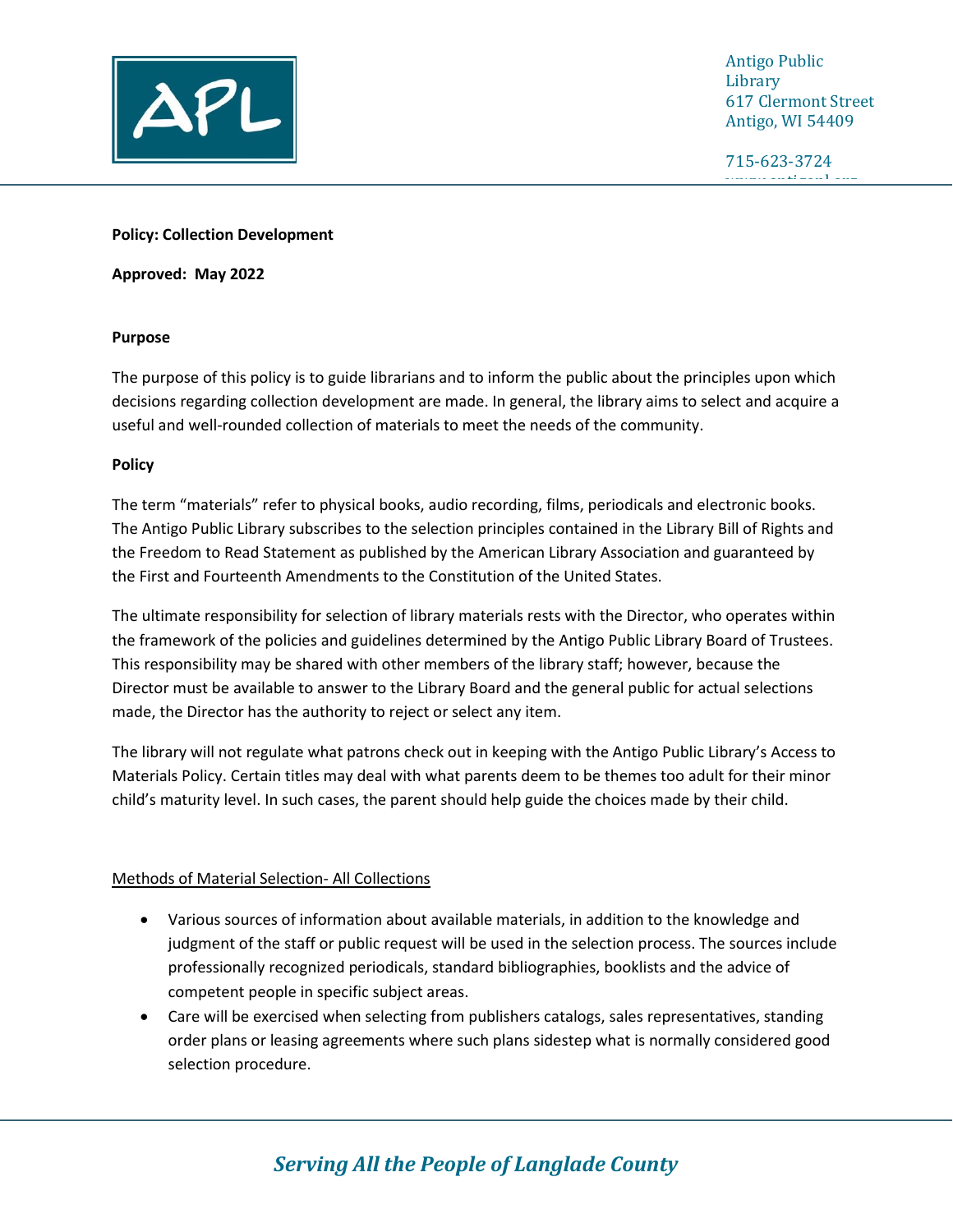APL

Antigo Public Library
617 Clermont Street
Antigo, WI 54409

715-623-3724

**Policy: Collection Development**

**Approved: May 2022**

**Purpose**

The purpose of this policy is to guide librarians and to inform the public about the principles upon which decisions regarding collection development are made. In general, the library aims to select and acquire a useful and well-rounded collection of materials to meet the needs of the community.

**Policy**

The term "materials" refer to physical books, audio recording, films, periodicals and electronic books. The Antigo Public Library subscribes to the selection principles contained in the Library Bill of Rights and the Freedom to Read Statement as published by the American Library Association and guaranteed by the First and Fourteenth Amendments to the Constitution of the United States.

The ultimate responsibility for selection of library materials rests with the Director, who operates within the framework of the policies and guidelines determined by the Antigo Public Library Board of Trustees. This responsibility may be shared with other members of the library staff; however, because the Director must be available to answer to the Library Board and the general public for actual selections made, the Director has the authority to reject or select any item.

The library will not regulate what patrons check out in keeping with the Antigo Public Library's Access to Materials Policy. Certain titles may deal with what parents deem to be themes too adult for their minor child's maturity level. In such cases, the parent should help guide the choices made by their child.

<u>Methods of Material Selection- All Collections</u>

- Various sources of information about available materials, in addition to the knowledge and judgment of the staff or public request will be used in the selection process. The sources include professionally recognized periodicals, standard bibliographies, booklists and the advice of competent people in specific subject areas.
- Care will be exercised when selecting from publishers catalogs, sales representatives, standing order plans or leasing agreements where such plans sidestep what is normally considered good selection procedure.

*Serving All the People of Langlade County*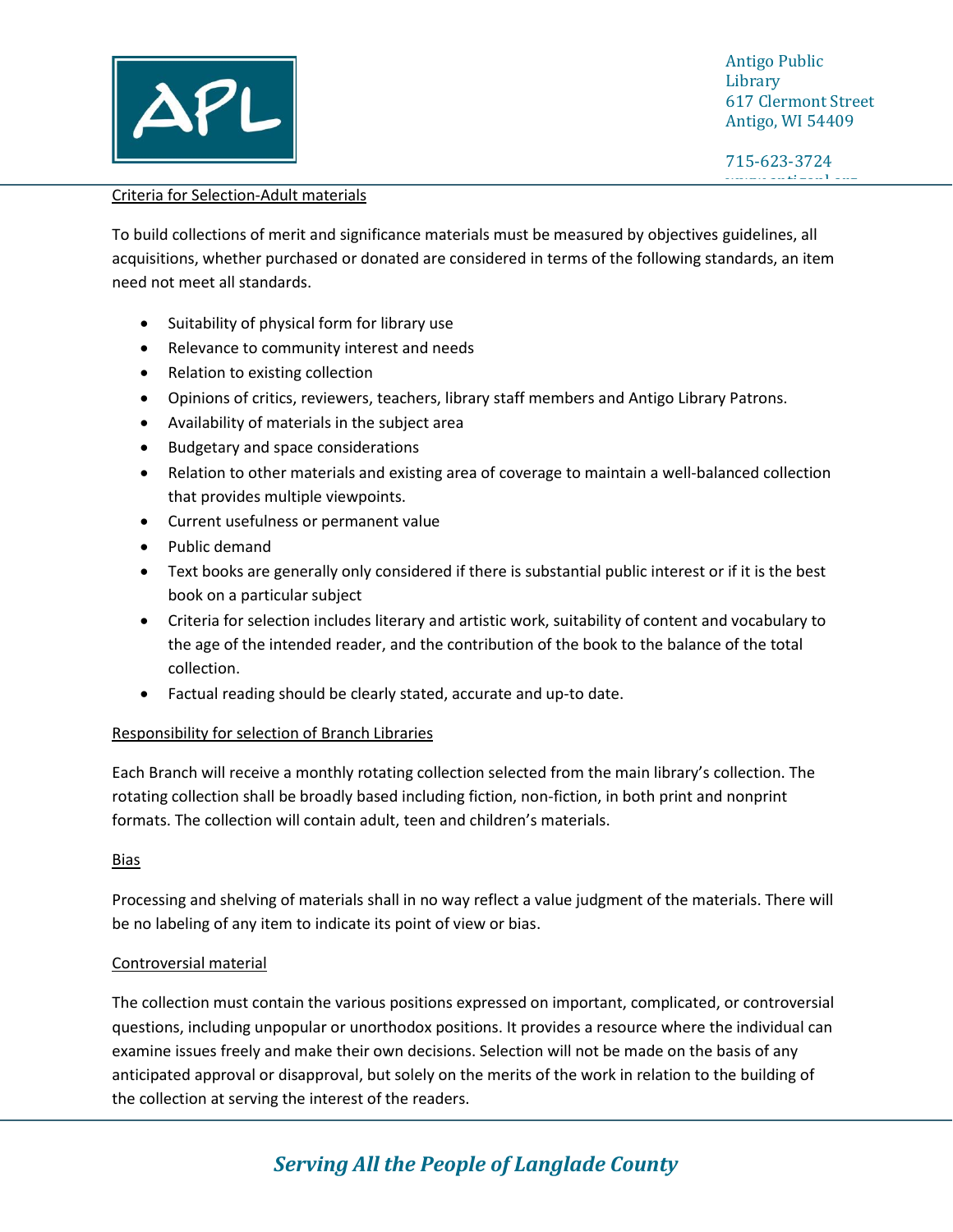Criteria for Selection-Adult materials

To build collections of merit and significance materials must be measured by objectives guidelines, all acquisitions, whether purchased or donated are considered in terms of the following standards, an item need not meet all standards.

- Suitability of physical form for library use
- Relevance to community interest and needs
- Relation to existing collection
- Opinions of critics, reviewers, teachers, library staff members and Antigo Library Patrons.
- Availability of materials in the subject area
- Budgetary and space considerations
- Relation to other materials and existing area of coverage to maintain a well-balanced collection that provides multiple viewpoints.
- Current usefulness or permanent value
- Public demand
- Text books are generally only considered if there is substantial public interest or if it is the best book on a particular subject
- Criteria for selection includes literary and artistic work, suitability of content and vocabulary to the age of the intended reader, and the contribution of the book to the balance of the total collection.
- Factual reading should be clearly stated, accurate and up-to date.

Responsibility for selection of Branch Libraries

Each Branch will receive a monthly rotating collection selected from the main library's collection. The rotating collection shall be broadly based including fiction, non-fiction, in both print and nonprint formats. The collection will contain adult, teen and children's materials.

Bias

Processing and shelving of materials shall in no way reflect a value judgment of the materials. There will be no labeling of any item to indicate its point of view or bias.

Controversial material

The collection must contain the various positions expressed on important, complicated, or controversial questions, including unpopular or unorthodox positions. It provides a resource where the individual can examine issues freely and make their own decisions. Selection will not be made on the basis of any anticipated approval or disapproval, but solely on the merits of the work in relation to the building of the collection at serving the interest of the readers.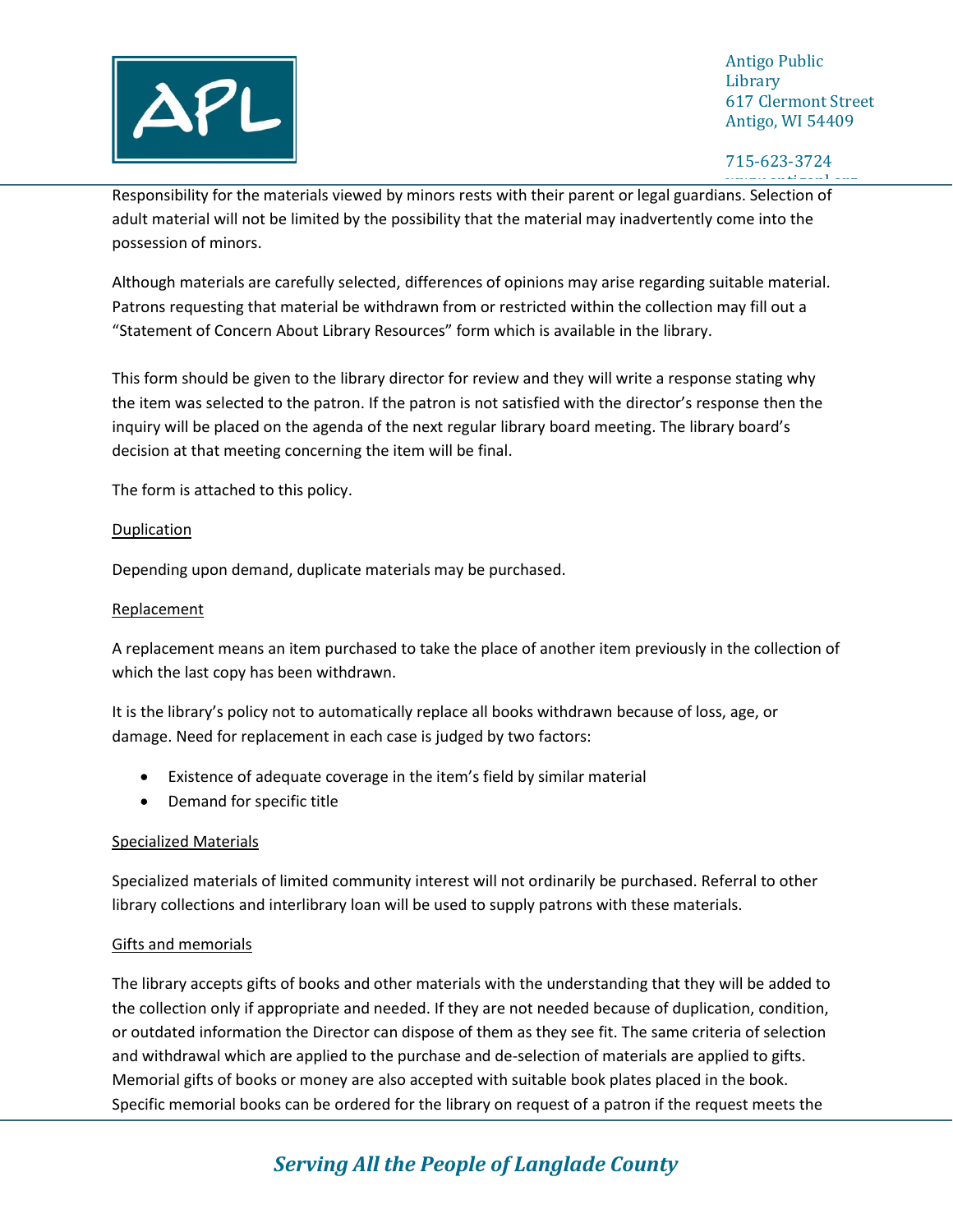Responsibility for the materials viewed by minors rests with their parent or legal guardians. Selection of adult material will not be limited by the possibility that the material may inadvertently come into the possession of minors.

Although materials are carefully selected, differences of opinions may arise regarding suitable material. Patrons requesting that material be withdrawn from or restricted within the collection may fill out a "Statement of Concern About Library Resources" form which is available in the library.

This form should be given to the library director for review and they will write a response stating why the item was selected to the patron. If the patron is not satisfied with the director's response then the inquiry will be placed on the agenda of the next regular library board meeting. The library board's decision at that meeting concerning the item will be final.

The form is attached to this policy.

<u>Duplication</u>

Depending upon demand, duplicate materials may be purchased.

<u>Replacement</u>

A replacement means an item purchased to take the place of another item previously in the collection of which the last copy has been withdrawn.

It is the library's policy not to automatically replace all books withdrawn because of loss, age, or damage. Need for replacement in each case is judged by two factors:

- Existence of adequate coverage in the item's field by similar material
- Demand for specific title

<u>Specialized Materials</u>

Specialized materials of limited community interest will not ordinarily be purchased. Referral to other library collections and interlibrary loan will be used to supply patrons with these materials.

<u>Gifts and memorials</u>

The library accepts gifts of books and other materials with the understanding that they will be added to the collection only if appropriate and needed. If they are not needed because of duplication, condition, or outdated information the Director can dispose of them as they see fit. The same criteria of selection and withdrawal which are applied to the purchase and de-selection of materials are applied to gifts. Memorial gifts of books or money are also accepted with suitable book plates placed in the book. Specific memorial books can be ordered for the library on request of a patron if the request meets the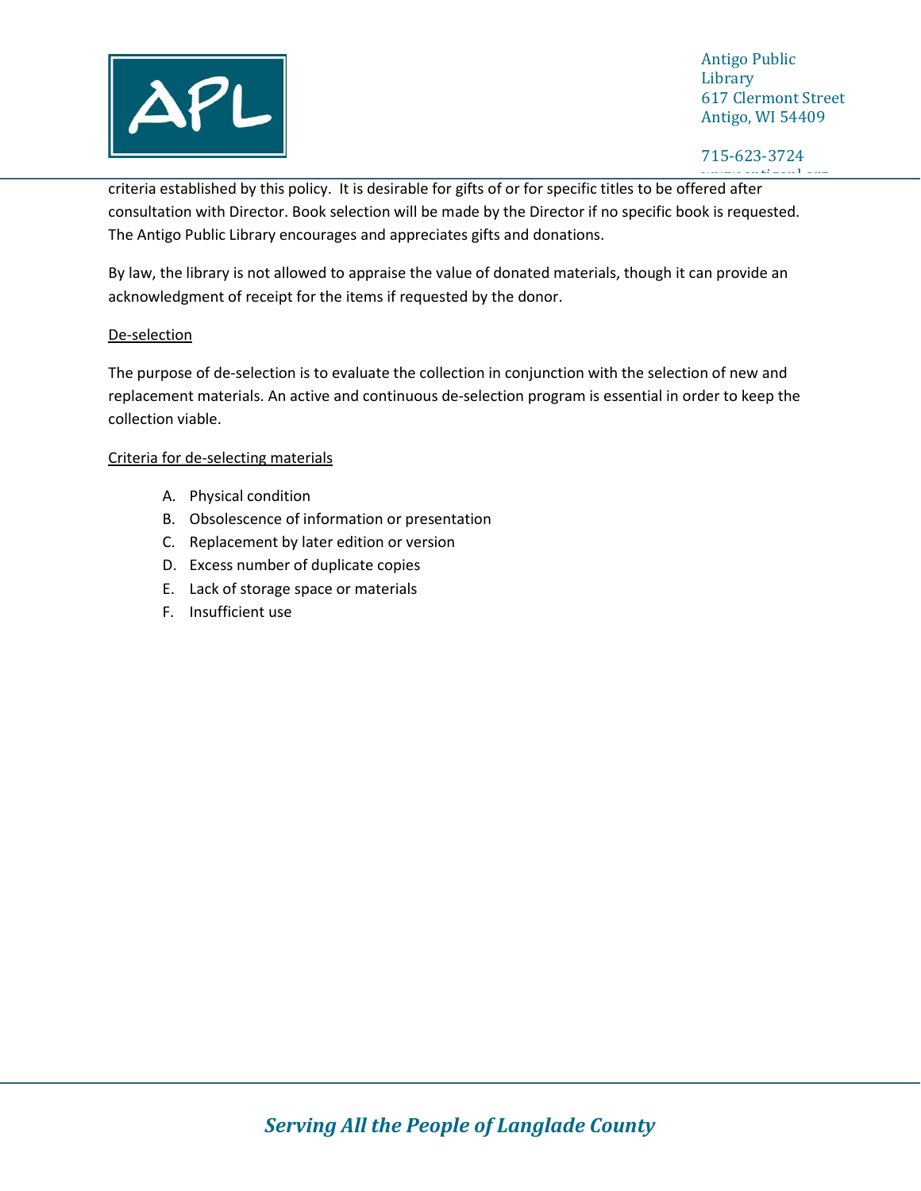criteria established by this policy. It is desirable for gifts of or for specific titles to be offered after consultation with Director. Book selection will be made by the Director if no specific book is requested. The Antigo Public Library encourages and appreciates gifts and donations.

By law, the library is not allowed to appraise the value of donated materials, though it can provide an acknowledgment of receipt for the items if requested by the donor.

<u>De-selection</u>

The purpose of de-selection is to evaluate the collection in conjunction with the selection of new and replacement materials. An active and continuous de-selection program is essential in order to keep the collection viable.

<u>Criteria for de-selecting materials</u>

A. Physical condition
B. Obsolescence of information or presentation
C. Replacement by later edition or version
D. Excess number of duplicate copies
E. Lack of storage space or materials
F. Insufficient use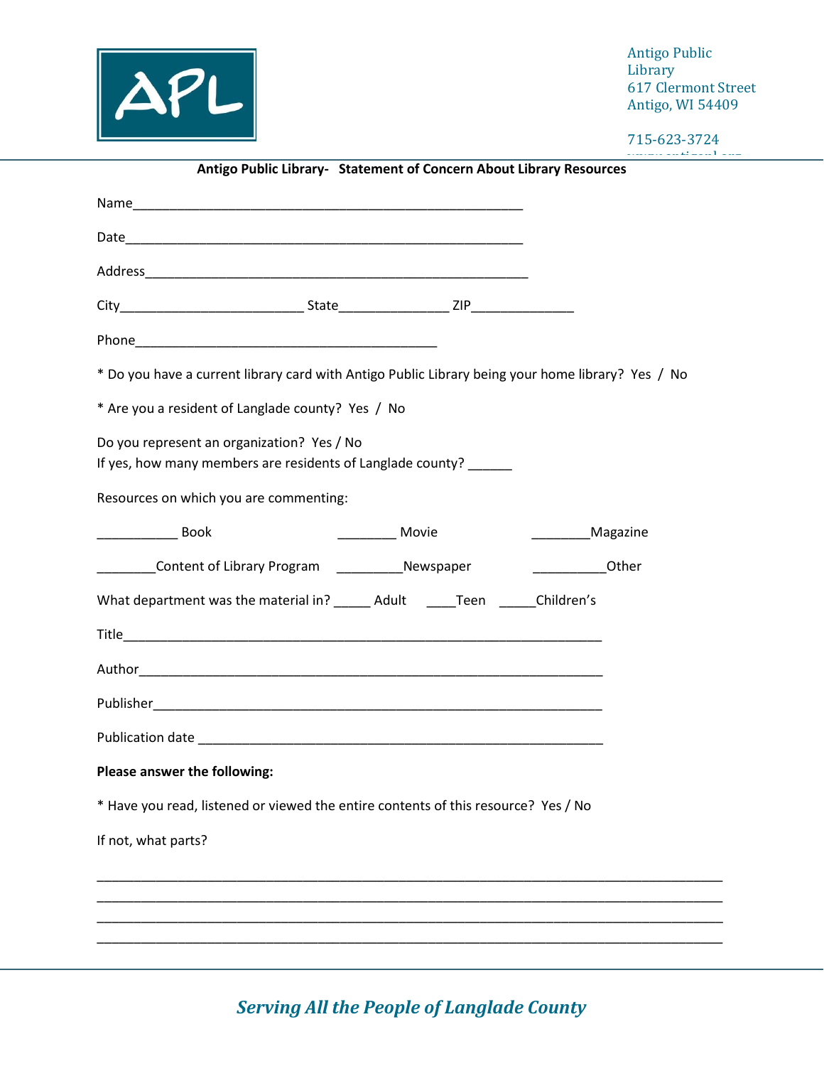APL

Antigo Public Library
617 Clermont Street
Antigo, WI 54409

715-623-3724

**Antigo Public Library- Statement of Concern About Library Resources**

Name_______________________________________________________

Date________________________________________________________

Address_____________________________________________________

City_________________________ State_______________ ZIP______________

Phone_________________________________________

* Do you have a current library card with Antigo Public Library being your home library? Yes / No

* Are you a resident of Langlade county? Yes / No

Do you represent an organization? Yes / No
If yes, how many members are residents of Langlade county? ______

Resources on which you are commenting:

___________ Book ________ Movie ________Magazine

________Content of Library Program _________Newspaper __________Other

What department was the material in? _____ Adult ____Teen _____Children's

Title_________________________________________________________________

Author_______________________________________________________________

Publisher_____________________________________________________________

Publication date ______________________________________________________

**Please answer the following:**

* Have you read, listened or viewed the entire contents of this resource? Yes / No

If not, what parts?

________________________________________________________________________________
________________________________________________________________________________
________________________________________________________________________________
________________________________________________________________________________

*Serving All the People of Langlade County*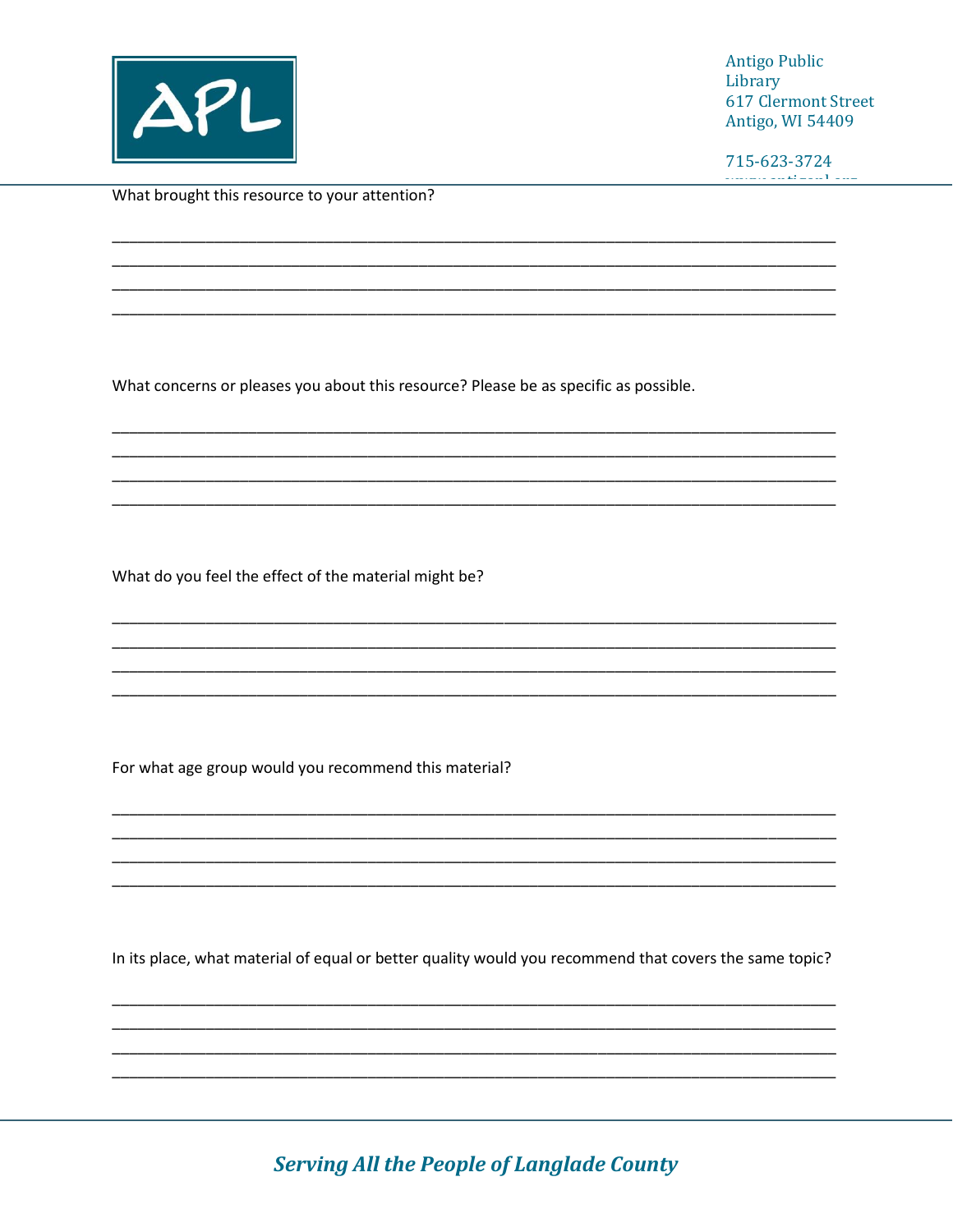What brought this resource to your attention?

______________________________________________________________________________
______________________________________________________________________________
______________________________________________________________________________
______________________________________________________________________________

What concerns or pleases you about this resource? Please be as specific as possible.

______________________________________________________________________________
______________________________________________________________________________
______________________________________________________________________________
______________________________________________________________________________

What do you feel the effect of the material might be?

______________________________________________________________________________
______________________________________________________________________________
______________________________________________________________________________
______________________________________________________________________________

For what age group would you recommend this material?

______________________________________________________________________________
______________________________________________________________________________
______________________________________________________________________________
______________________________________________________________________________

In its place, what material of equal or better quality would you recommend that covers the same topic?

______________________________________________________________________________
______________________________________________________________________________
______________________________________________________________________________
______________________________________________________________________________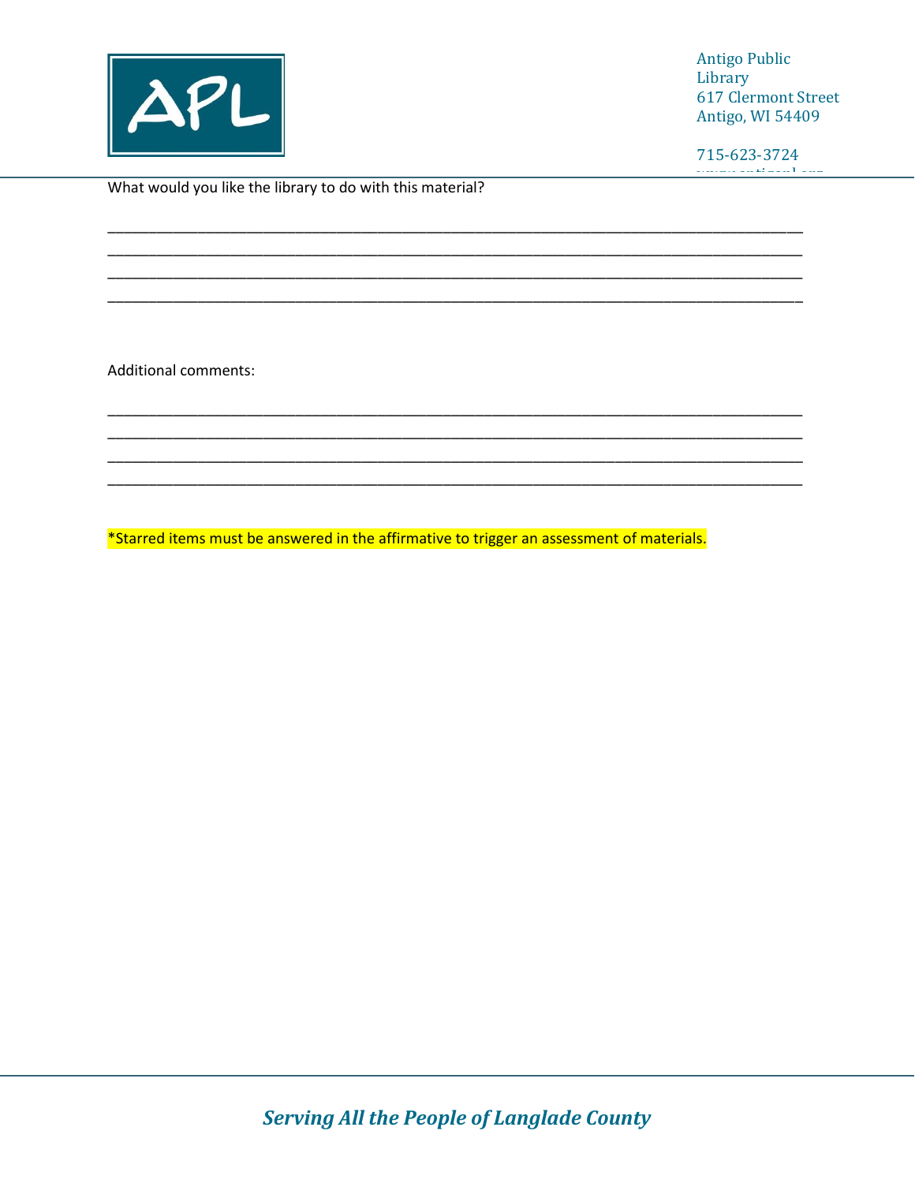What would you like the library to do with this material?

_______________________________________________________________________________________
_______________________________________________________________________________________
_______________________________________________________________________________________
_______________________________________________________________________________________

Additional comments:

_______________________________________________________________________________________
_______________________________________________________________________________________
_______________________________________________________________________________________
_______________________________________________________________________________________

*Starred items must be answered in the affirmative to trigger an assessment of materials.